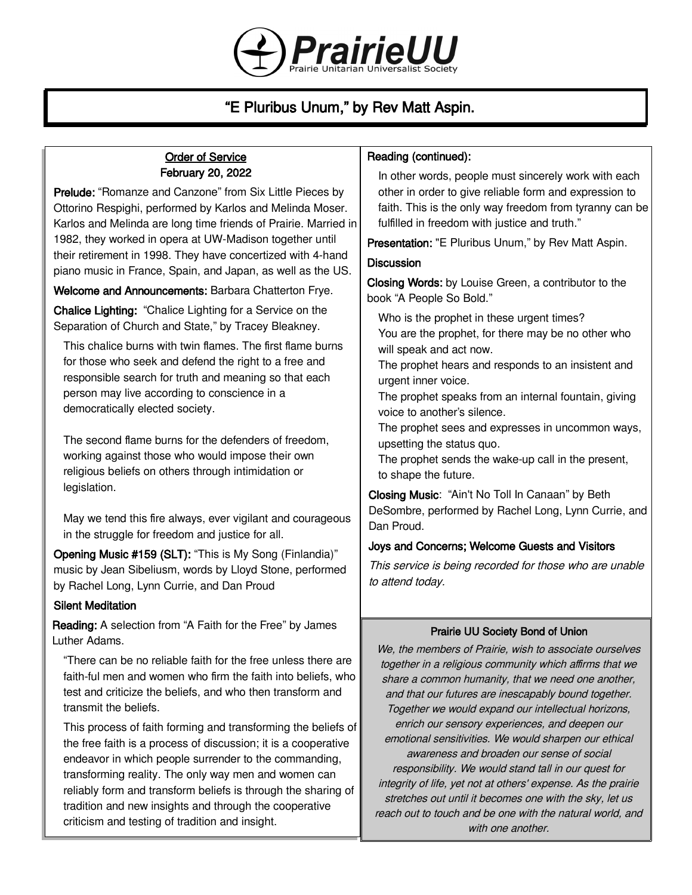# PrairieUU

Prairie Unitarian Universalist Society

## "E Pluribus Unum," by Rev Matt Aspin.

### Order of Service

**February 20, 2022**

**Prelude:** "Romanze and Canzone" from Six Little Pieces by Ottorino Respighi, performed by Karlos and Melinda Moser. Karlos and Melinda are long time friends of Prairie. Married in 1982, they worked in opera at UW-Madison together until their retirement in 1998. They have concertized with 4-hand piano music in France, Spain, and Japan, as well as the US.

**Welcome and Announcements:** Barbara Chatterton Frye.

**Chalice Lighting:** "Chalice Lighting for a Service on the Separation of Church and State," by Tracey Bleakney.

This chalice burns with twin flames. The first flame burns for those who seek and defend the right to a free and responsible search for truth and meaning so that each person may live according to conscience in a democratically elected society.

The second flame burns for the defenders of freedom, working against those who would impose their own religious beliefs on others through intimidation or legislation.

May we tend this fire always, ever vigilant and courageous in the struggle for freedom and justice for all.

**Opening Music #159 (SLT):** "This is My Song (Finlandia)" music by Jean Sibeliusm, words by Lloyd Stone, performed by Rachel Long, Lynn Currie, and Dan Proud

**Silent Meditation**

**Reading:** A selection from "A Faith for the Free" by James Luther Adams.

"There can be no reliable faith for the free unless there are faith-ful men and women who firm the faith into beliefs, who test and criticize the beliefs, and who then transform and transmit the beliefs.

This process of faith forming and transforming the beliefs of the free faith is a process of discussion; it is a cooperative endeavor in which people surrender to the commanding, transforming reality. The only way men and women can reliably form and transform beliefs is through the sharing of tradition and new insights and through the cooperative criticism and testing of tradition and insight.

**Reading (continued):**

In other words, people must sincerely work with each other in order to give reliable form and expression to faith. This is the only way freedom from tyranny can be fulfilled in freedom with justice and truth."

**Presentation:** "E Pluribus Unum," by Rev Matt Aspin.

**Discussion**

**Closing Words:** by Louise Green, a contributor to the book "A People So Bold."

Who is the prophet in these urgent times?
You are the prophet, for there may be no other who will speak and act now.
The prophet hears and responds to an insistent and urgent inner voice.
The prophet speaks from an internal fountain, giving voice to another's silence.
The prophet sees and expresses in uncommon ways, upsetting the status quo.
The prophet sends the wake-up call in the present, to shape the future.

**Closing Music:** "Ain't No Toll In Canaan" by Beth DeSombre, performed by Rachel Long, Lynn Currie, and Dan Proud.

**Joys and Concerns; Welcome Guests and Visitors**

*This service is being recorded for those who are unable to attend today.*

### Prairie UU Society Bond of Union

*We, the members of Prairie, wish to associate ourselves together in a religious community which affirms that we share a common humanity, that we need one another, and that our futures are inescapably bound together. Together we would expand our intellectual horizons, enrich our sensory experiences, and deepen our emotional sensitivities. We would sharpen our ethical awareness and broaden our sense of social responsibility. We would stand tall in our quest for integrity of life, yet not at others' expense. As the prairie stretches out until it becomes one with the sky, let us reach out to touch and be one with the natural world, and with one another.*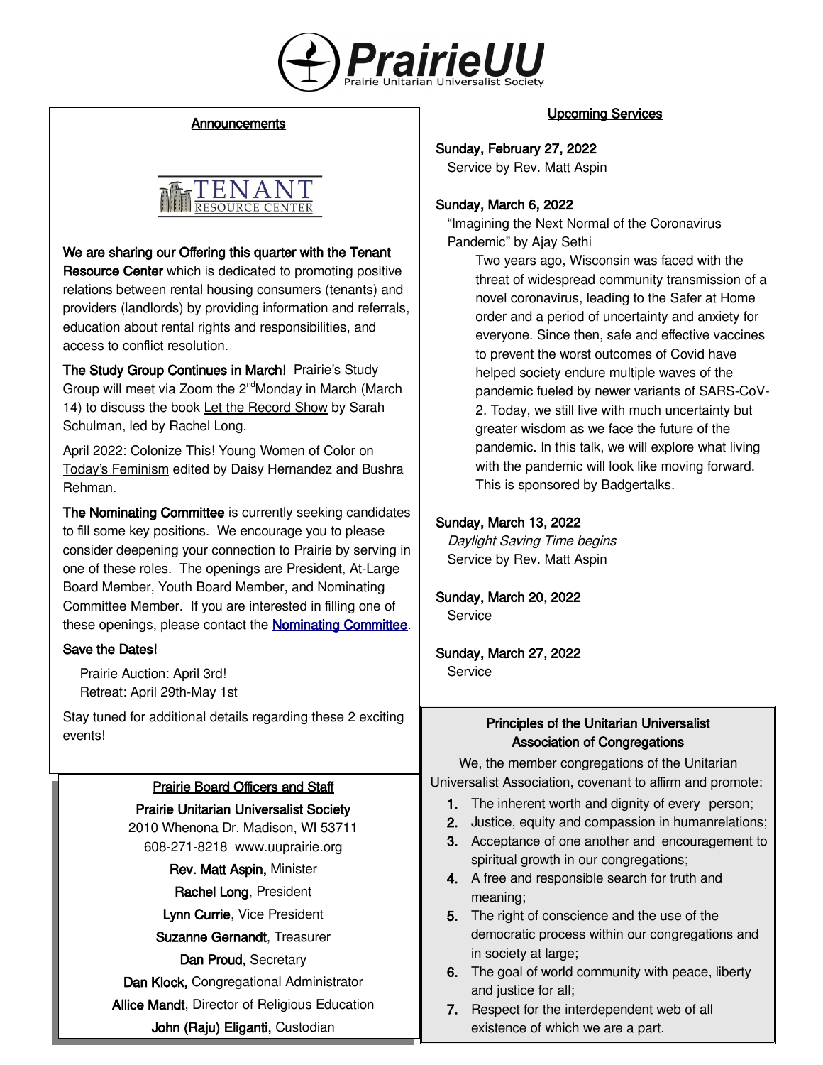# PrairieUU

Prairie Unitarian Universalist Society

## Announcements

TENANT RESOURCE CENTER

**We are sharing our Offering this quarter with the Tenant Resource Center** which is dedicated to promoting positive relations between rental housing consumers (tenants) and providers (landlords) by providing information and referrals, education about rental rights and responsibilities, and access to conflict resolution.

**The Study Group Continues in March!** Prairie's Study Group will meet via Zoom the 2nd Monday in March (March 14) to discuss the book Let the Record Show by Sarah Schulman, led by Rachel Long.

April 2022: Colonize This! Young Women of Color on Today's Feminism edited by Daisy Hernandez and Bushra Rehman.

**The Nominating Committee** is currently seeking candidates to fill some key positions. We encourage you to please consider deepening your connection to Prairie by serving in one of these roles. The openings are President, At-Large Board Member, Youth Board Member, and Nominating Committee Member. If you are interested in filling one of these openings, please contact the Nominating Committee.

**Save the Dates!**

Prairie Auction: April 3rd!
Retreat: April 29th-May 1st

Stay tuned for additional details regarding these 2 exciting events!

## Prairie Board Officers and Staff

**Prairie Unitarian Universalist Society**
2010 Whenona Dr. Madison, WI 53711
608-271-8218 www.uuprairie.org

**Rev. Matt Aspin,** Minister
**Rachel Long**, President
**Lynn Currie**, Vice President
**Suzanne Gernandt**, Treasurer
**Dan Proud,** Secretary
**Dan Klock,** Congregational Administrator
**Allice Mandt**, Director of Religious Education
**John (Raju) Eliganti,** Custodian

## Upcoming Services

**Sunday, February 27, 2022**
Service by Rev. Matt Aspin

**Sunday, March 6, 2022**
"Imagining the Next Normal of the Coronavirus Pandemic" by Ajay Sethi

Two years ago, Wisconsin was faced with the threat of widespread community transmission of a novel coronavirus, leading to the Safer at Home order and a period of uncertainty and anxiety for everyone. Since then, safe and effective vaccines to prevent the worst outcomes of Covid have helped society endure multiple waves of the pandemic fueled by newer variants of SARS-CoV-2. Today, we still live with much uncertainty but greater wisdom as we face the future of the pandemic. In this talk, we will explore what living with the pandemic will look like moving forward. This is sponsored by Badgertalks.

**Sunday, March 13, 2022**
*Daylight Saving Time begins*
Service by Rev. Matt Aspin

**Sunday, March 20, 2022**
Service

**Sunday, March 27, 2022**
Service

## Principles of the Unitarian Universalist Association of Congregations

We, the member congregations of the Unitarian Universalist Association, covenant to affirm and promote:

1. The inherent worth and dignity of every person;
2. Justice, equity and compassion in humanrelations;
3. Acceptance of one another and encouragement to spiritual growth in our congregations;
4. A free and responsible search for truth and meaning;
5. The right of conscience and the use of the democratic process within our congregations and in society at large;
6. The goal of world community with peace, liberty and justice for all;
7. Respect for the interdependent web of all existence of which we are a part.